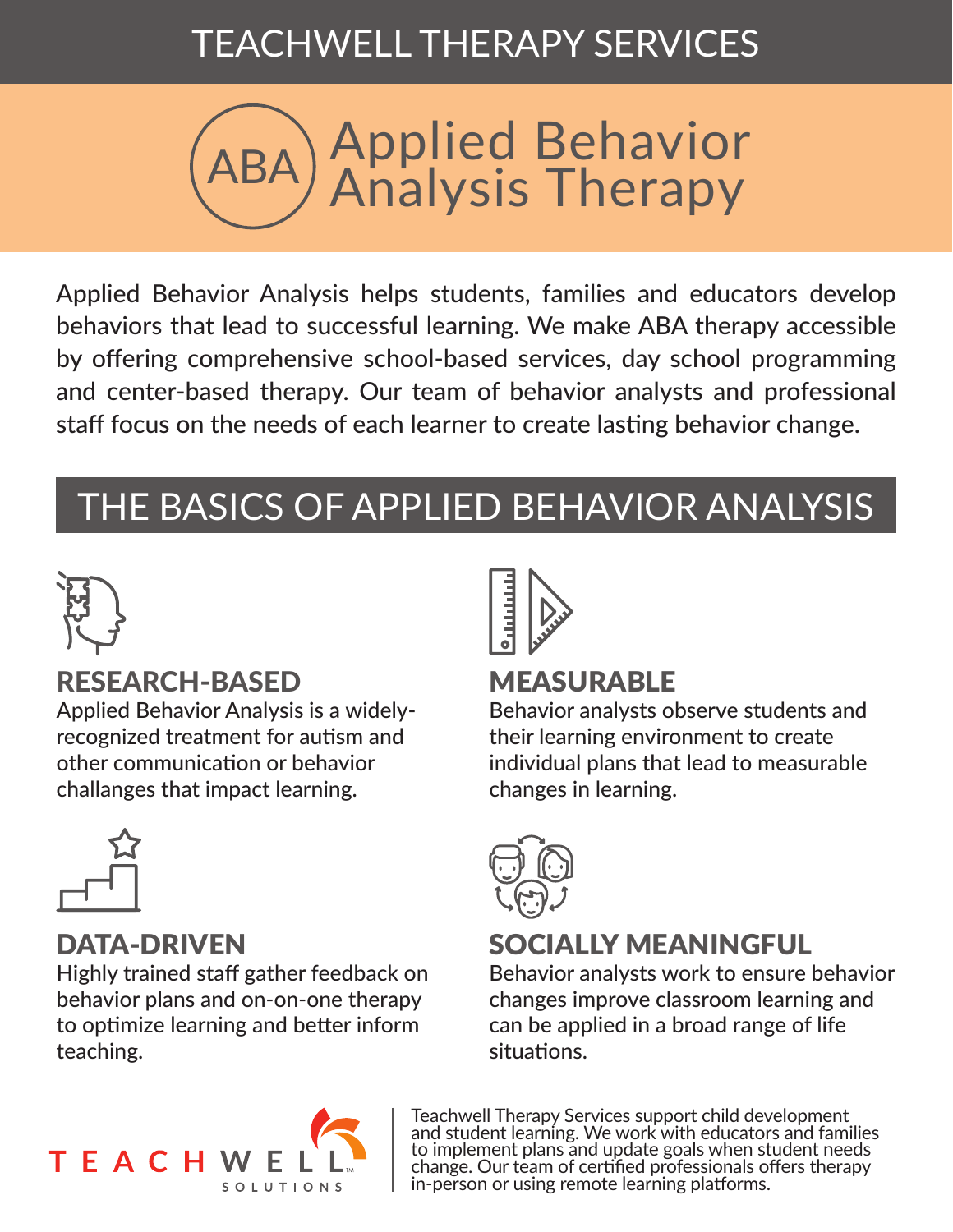TEACHWELL THERAPY SERVICES

# ABA Applied Behavior Analysis Therapy

Applied Behavior Analysis helps students, families and educators develop behaviors that lead to successful learning. We make ABA therapy accessible by offering comprehensive school-based services, day school programming and center-based therapy. Our team of behavior analysts and professional staff focus on the needs of each learner to create lasting behavior change.

## THE BASICS OF APPLIED BEHAVIOR ANALYSIS

### RESEARCH-BASED

Applied Behavior Analysis is a widely-recognized treatment for autism and other communication or behavior challanges that impact learning.

### DATA-DRIVEN

Highly trained staff gather feedback on behavior plans and on-on-one therapy to optimize learning and better inform teaching.

### MEASURABLE

Behavior analysts observe students and their learning environment to create individual plans that lead to measurable changes in learning.

### SOCIALLY MEANINGFUL

Behavior analysts work to ensure behavior changes improve classroom learning and can be applied in a broad range of life situations.

TEACHWELL SOLUTIONS

Teachwell Therapy Services support child development and student learning. We work with educators and families to implement plans and update goals when student needs change. Our team of certified professionals offers therapy in-person or using remote learning platforms.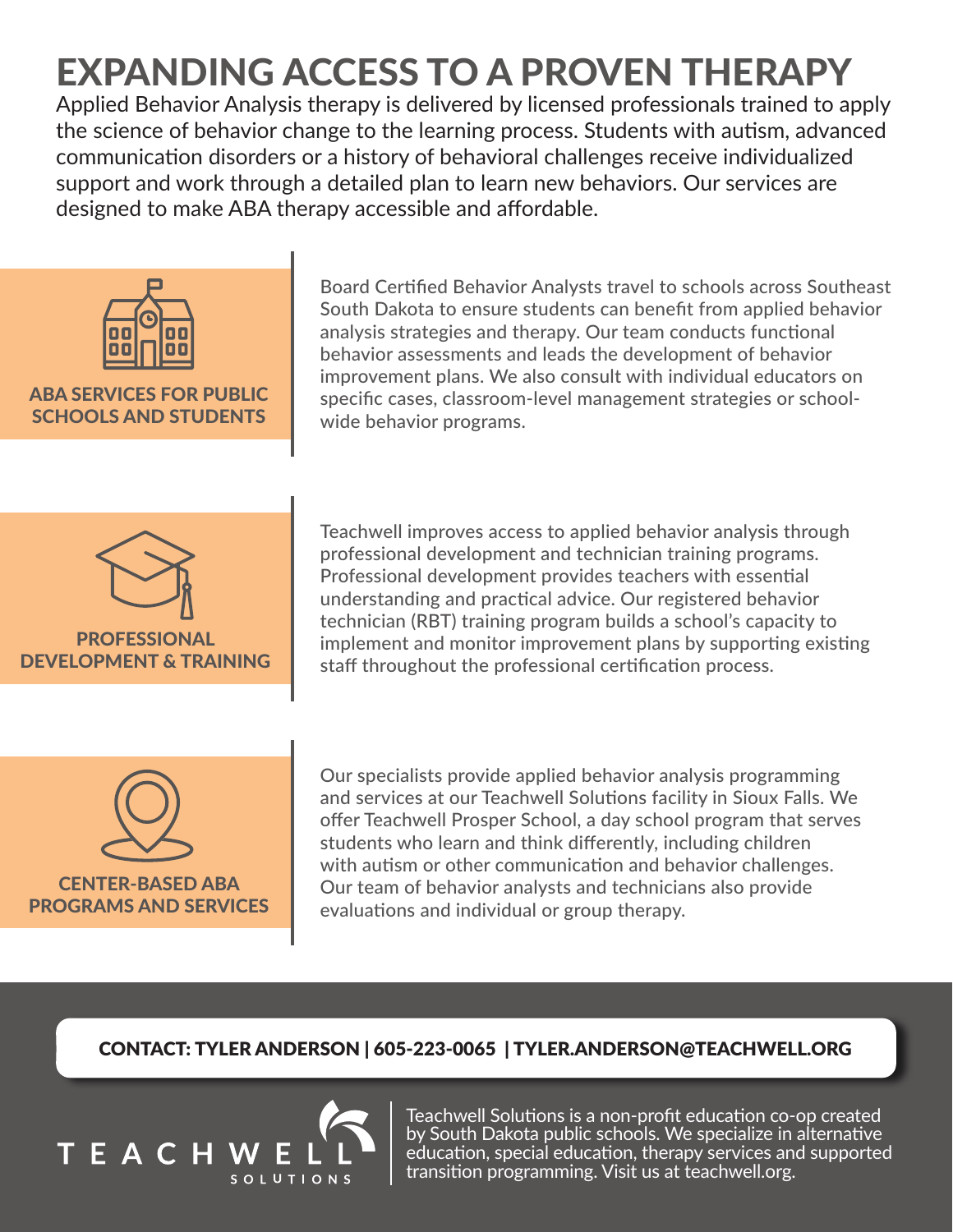# EXPANDING ACCESS TO A PROVEN THERAPY

Applied Behavior Analysis therapy is delivered by licensed professionals trained to apply the science of behavior change to the learning process. Students with autism, advanced communication disorders or a history of behavioral challenges receive individualized support and work through a detailed plan to learn new behaviors. Our services are designed to make ABA therapy accessible and affordable.

## ABA SERVICES FOR PUBLIC SCHOOLS AND STUDENTS

Board Certified Behavior Analysts travel to schools across Southeast South Dakota to ensure students can benefit from applied behavior analysis strategies and therapy. Our team conducts functional behavior assessments and leads the development of behavior improvement plans. We also consult with individual educators on specific cases, classroom-level management strategies or school-wide behavior programs.

## PROFESSIONAL DEVELOPMENT & TRAINING

Teachwell improves access to applied behavior analysis through professional development and technician training programs. Professional development provides teachers with essential understanding and practical advice. Our registered behavior technician (RBT) training program builds a school's capacity to implement and monitor improvement plans by supporting existing staff throughout the professional certification process.

## CENTER-BASED ABA PROGRAMS AND SERVICES

Our specialists provide applied behavior analysis programming and services at our Teachwell Solutions facility in Sioux Falls. We offer Teachwell Prosper School, a day school program that serves students who learn and think differently, including children with autism or other communication and behavior challenges. Our team of behavior analysts and technicians also provide evaluations and individual or group therapy.

CONTACT: TYLER ANDERSON | 605-223-0065 | TYLER.ANDERSON@TEACHWELL.ORG

TEACHWELL SOLUTIONS

Teachwell Solutions is a non-profit education co-op created by South Dakota public schools. We specialize in alternative education, special education, therapy services and supported transition programming. Visit us at teachwell.org.